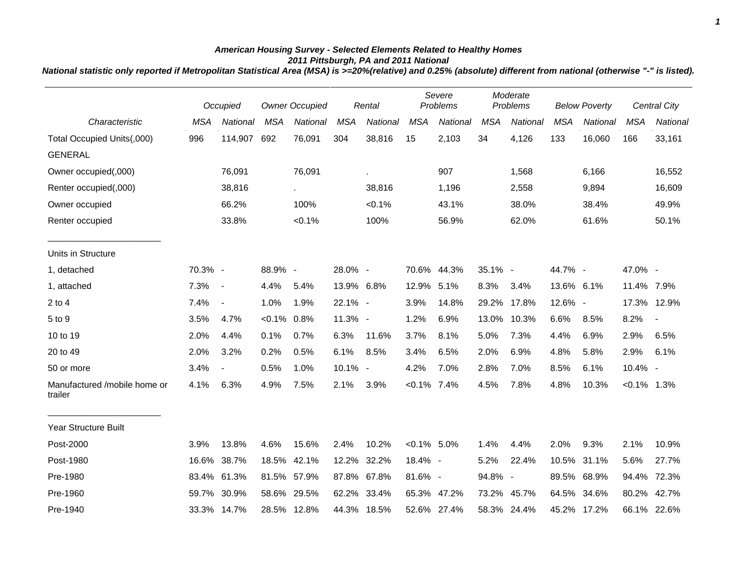***American Housing Survey - Selected Elements Related to Healthy Homes***

***2011 Pittsburgh, PA and 2011 National***

***National statistic only reported if Metropolitan Statistical Area (MSA) is >=20%(relative) and 0.25% (absolute) different from national (otherwise "-" is listed).***

| | *Occupied* | | *Owner Occupied* | | *Rental* | | *Severe Problems* | | *Moderate Problems* | | *Below Poverty* | | *Central City* | |
|---|---|---|---|---|---|---|---|---|---|---|---|---|---|---|
| *Characteristic* | *MSA* | *National* | *MSA* | *National* | *MSA* | *National* | *MSA* | *National* | *MSA* | *National* | *MSA* | *National* | *MSA* | *National* |
| Total Occupied Units(,000) | 996 | 114,907 | 692 | 76,091 | 304 | 38,816 | 15 | 2,103 | 34 | 4,126 | 133 | 16,060 | 166 | 33,161 |
| GENERAL | | | | | | | | | | | | | | |
| Owner occupied(,000) | | 76,091 | | 76,091 | | . | | 907 | | 1,568 | | 6,166 | | 16,552 |
| Renter occupied(,000) | | 38,816 | | . | | 38,816 | | 1,196 | | 2,558 | | 9,894 | | 16,609 |
| Owner occupied | | 66.2% | | 100% | | <0.1% | | 43.1% | | 38.0% | | 38.4% | | 49.9% |
| Renter occupied | | 33.8% | | <0.1% | | 100% | | 56.9% | | 62.0% | | 61.6% | | 50.1% |
| Units in Structure | | | | | | | | | | | | | | |
| 1, detached | 70.3% | - | 88.9% | - | 28.0% | - | 70.6% | 44.3% | 35.1% | - | 44.7% | - | 47.0% | - |
| 1, attached | 7.3% | - | 4.4% | 5.4% | 13.9% | 6.8% | 12.9% | 5.1% | 8.3% | 3.4% | 13.6% | 6.1% | 11.4% | 7.9% |
| 2 to 4 | 7.4% | - | 1.0% | 1.9% | 22.1% | - | 3.9% | 14.8% | 29.2% | 17.8% | 12.6% | - | 17.3% | 12.9% |
| 5 to 9 | 3.5% | 4.7% | <0.1% | 0.8% | 11.3% | - | 1.2% | 6.9% | 13.0% | 10.3% | 6.6% | 8.5% | 8.2% | - |
| 10 to 19 | 2.0% | 4.4% | 0.1% | 0.7% | 6.3% | 11.6% | 3.7% | 8.1% | 5.0% | 7.3% | 4.4% | 6.9% | 2.9% | 6.5% |
| 20 to 49 | 2.0% | 3.2% | 0.2% | 0.5% | 6.1% | 8.5% | 3.4% | 6.5% | 2.0% | 6.9% | 4.8% | 5.8% | 2.9% | 6.1% |
| 50 or more | 3.4% | - | 0.5% | 1.0% | 10.1% | - | 4.2% | 7.0% | 2.8% | 7.0% | 8.5% | 6.1% | 10.4% | - |
| Manufactured /mobile home or trailer | 4.1% | 6.3% | 4.9% | 7.5% | 2.1% | 3.9% | <0.1% | 7.4% | 4.5% | 7.8% | 4.8% | 10.3% | <0.1% | 1.3% |
| Year Structure Built | | | | | | | | | | | | | | |
| Post-2000 | 3.9% | 13.8% | 4.6% | 15.6% | 2.4% | 10.2% | <0.1% | 5.0% | 1.4% | 4.4% | 2.0% | 9.3% | 2.1% | 10.9% |
| Post-1980 | 16.6% | 38.7% | 18.5% | 42.1% | 12.2% | 32.2% | 18.4% | - | 5.2% | 22.4% | 10.5% | 31.1% | 5.6% | 27.7% |
| Pre-1980 | 83.4% | 61.3% | 81.5% | 57.9% | 87.8% | 67.8% | 81.6% | - | 94.8% | - | 89.5% | 68.9% | 94.4% | 72.3% |
| Pre-1960 | 59.7% | 30.9% | 58.6% | 29.5% | 62.2% | 33.4% | 65.3% | 47.2% | 73.2% | 45.7% | 64.5% | 34.6% | 80.2% | 42.7% |
| Pre-1940 | 33.3% | 14.7% | 28.5% | 12.8% | 44.3% | 18.5% | 52.6% | 27.4% | 58.3% | 24.4% | 45.2% | 17.2% | 66.1% | 22.6% |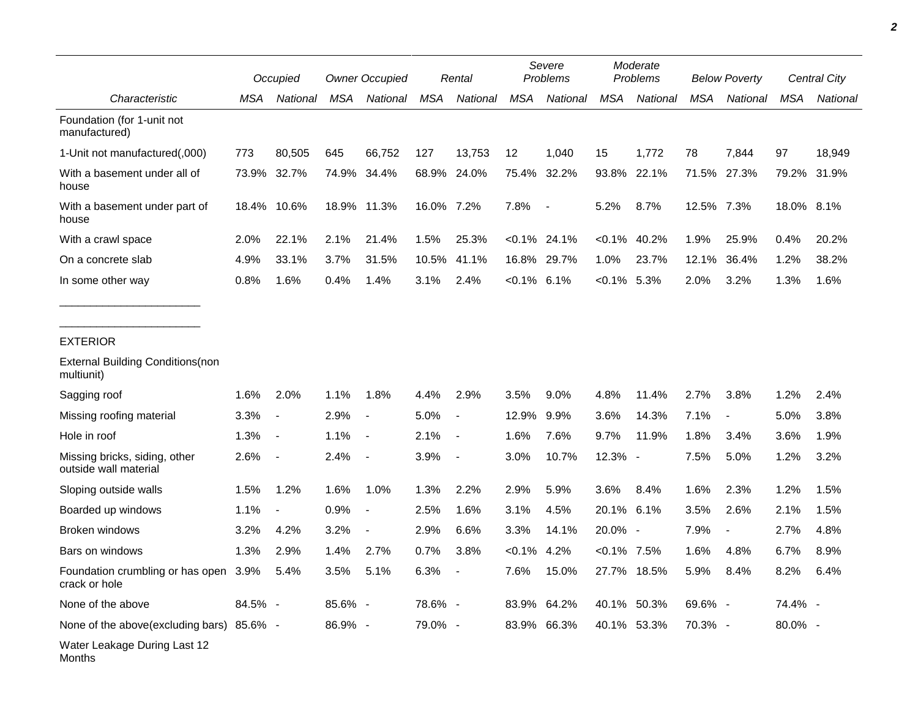| Characteristic | Occupied | | Owner Occupied | | Rental | | Severe Problems | | Moderate Problems | | Below Poverty | | Central City | |
|---|---|---|---|---|---|---|---|---|---|---|---|---|---|---|
| | MSA | National | MSA | National | MSA | National | MSA | National | MSA | National | MSA | National | MSA | National |
| Foundation (for 1-unit not manufactured) | | | | | | | | | | | | | | |
| 1-Unit not manufactured(,000) | 773 | 80,505 | 645 | 66,752 | 127 | 13,753 | 12 | 1,040 | 15 | 1,772 | 78 | 7,844 | 97 | 18,949 |
| With a basement under all of house | 73.9% | 32.7% | 74.9% | 34.4% | 68.9% | 24.0% | 75.4% | 32.2% | 93.8% | 22.1% | 71.5% | 27.3% | 79.2% | 31.9% |
| With a basement under part of house | 18.4% | 10.6% | 18.9% | 11.3% | 16.0% | 7.2% | 7.8% | - | 5.2% | 8.7% | 12.5% | 7.3% | 18.0% | 8.1% |
| With a crawl space | 2.0% | 22.1% | 2.1% | 21.4% | 1.5% | 25.3% | <0.1% | 24.1% | <0.1% | 40.2% | 1.9% | 25.9% | 0.4% | 20.2% |
| On a concrete slab | 4.9% | 33.1% | 3.7% | 31.5% | 10.5% | 41.1% | 16.8% | 29.7% | 1.0% | 23.7% | 12.1% | 36.4% | 1.2% | 38.2% |
| In some other way | 0.8% | 1.6% | 0.4% | 1.4% | 3.1% | 2.4% | <0.1% | 6.1% | <0.1% | 5.3% | 2.0% | 3.2% | 1.3% | 1.6% |
| EXTERIOR | | | | | | | | | | | | | | |
| External Building Conditions(non multiunit) | | | | | | | | | | | | | | |
| Sagging roof | 1.6% | 2.0% | 1.1% | 1.8% | 4.4% | 2.9% | 3.5% | 9.0% | 4.8% | 11.4% | 2.7% | 3.8% | 1.2% | 2.4% |
| Missing roofing material | 3.3% | - | 2.9% | - | 5.0% | - | 12.9% | 9.9% | 3.6% | 14.3% | 7.1% | - | 5.0% | 3.8% |
| Hole in roof | 1.3% | - | 1.1% | - | 2.1% | - | 1.6% | 7.6% | 9.7% | 11.9% | 1.8% | 3.4% | 3.6% | 1.9% |
| Missing bricks, siding, other outside wall material | 2.6% | - | 2.4% | - | 3.9% | - | 3.0% | 10.7% | 12.3% | - | 7.5% | 5.0% | 1.2% | 3.2% |
| Sloping outside walls | 1.5% | 1.2% | 1.6% | 1.0% | 1.3% | 2.2% | 2.9% | 5.9% | 3.6% | 8.4% | 1.6% | 2.3% | 1.2% | 1.5% |
| Boarded up windows | 1.1% | - | 0.9% | - | 2.5% | 1.6% | 3.1% | 4.5% | 20.1% | 6.1% | 3.5% | 2.6% | 2.1% | 1.5% |
| Broken windows | 3.2% | 4.2% | 3.2% | - | 2.9% | 6.6% | 3.3% | 14.1% | 20.0% | - | 7.9% | - | 2.7% | 4.8% |
| Bars on windows | 1.3% | 2.9% | 1.4% | 2.7% | 0.7% | 3.8% | <0.1% | 4.2% | <0.1% | 7.5% | 1.6% | 4.8% | 6.7% | 8.9% |
| Foundation crumbling or has open crack or hole | 3.9% | 5.4% | 3.5% | 5.1% | 6.3% | - | 7.6% | 15.0% | 27.7% | 18.5% | 5.9% | 8.4% | 8.2% | 6.4% |
| None of the above | 84.5% | - | 85.6% | - | 78.6% | - | 83.9% | 64.2% | 40.1% | 50.3% | 69.6% | - | 74.4% | - |
| None of the above(excluding bars) | 85.6% | - | 86.9% | - | 79.0% | - | 83.9% | 66.3% | 40.1% | 53.3% | 70.3% | - | 80.0% | - |
| Water Leakage During Last 12 Months | | | | | | | | | | | | | | |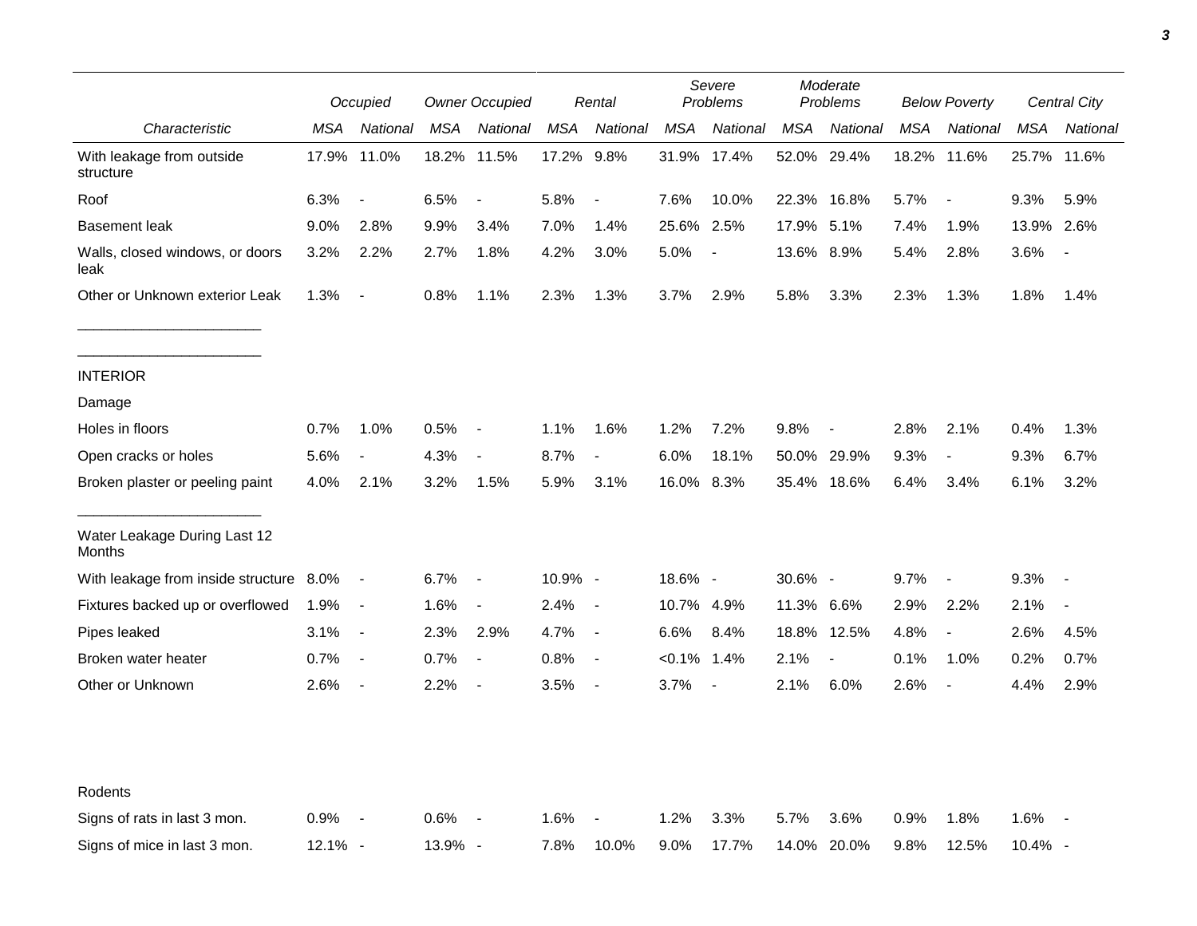| Characteristic | Occupied | | Owner Occupied | | Rental | | Severe Problems | | Moderate Problems | | Below Poverty | | Central City | |
|---|---|---|---|---|---|---|---|---|---|---|---|---|---|---|
| | MSA | National | MSA | National | MSA | National | MSA | National | MSA | National | MSA | National | MSA | National |
| With leakage from outside structure | 17.9% | 11.0% | 18.2% | 11.5% | 17.2% | 9.8% | 31.9% | 17.4% | 52.0% | 29.4% | 18.2% | 11.6% | 25.7% | 11.6% |
| Roof | 6.3% | - | 6.5% | - | 5.8% | - | 7.6% | 10.0% | 22.3% | 16.8% | 5.7% | - | 9.3% | 5.9% |
| Basement leak | 9.0% | 2.8% | 9.9% | 3.4% | 7.0% | 1.4% | 25.6% | 2.5% | 17.9% | 5.1% | 7.4% | 1.9% | 13.9% | 2.6% |
| Walls, closed windows, or doors leak | 3.2% | 2.2% | 2.7% | 1.8% | 4.2% | 3.0% | 5.0% | - | 13.6% | 8.9% | 5.4% | 2.8% | 3.6% | - |
| Other or Unknown exterior Leak | 1.3% | - | 0.8% | 1.1% | 2.3% | 1.3% | 3.7% | 2.9% | 5.8% | 3.3% | 2.3% | 1.3% | 1.8% | 1.4% |
| INTERIOR | | | | | | | | | | | | | | |
| Damage | | | | | | | | | | | | | | |
| Holes in floors | 0.7% | 1.0% | 0.5% | - | 1.1% | 1.6% | 1.2% | 7.2% | 9.8% | - | 2.8% | 2.1% | 0.4% | 1.3% |
| Open cracks or holes | 5.6% | - | 4.3% | - | 8.7% | - | 6.0% | 18.1% | 50.0% | 29.9% | 9.3% | - | 9.3% | 6.7% |
| Broken plaster or peeling paint | 4.0% | 2.1% | 3.2% | 1.5% | 5.9% | 3.1% | 16.0% | 8.3% | 35.4% | 18.6% | 6.4% | 3.4% | 6.1% | 3.2% |
| Water Leakage During Last 12 Months | | | | | | | | | | | | | | |
| With leakage from inside structure | 8.0% | - | 6.7% | - | 10.9% | - | 18.6% | - | 30.6% | - | 9.7% | - | 9.3% | - |
| Fixtures backed up or overflowed | 1.9% | - | 1.6% | - | 2.4% | - | 10.7% | 4.9% | 11.3% | 6.6% | 2.9% | 2.2% | 2.1% | - |
| Pipes leaked | 3.1% | - | 2.3% | 2.9% | 4.7% | - | 6.6% | 8.4% | 18.8% | 12.5% | 4.8% | - | 2.6% | 4.5% |
| Broken water heater | 0.7% | - | 0.7% | - | 0.8% | - | <0.1% | 1.4% | 2.1% | - | 0.1% | 1.0% | 0.2% | 0.7% |
| Other or Unknown | 2.6% | - | 2.2% | - | 3.5% | - | 3.7% | - | 2.1% | 6.0% | 2.6% | - | 4.4% | 2.9% |
| Rodents | | | | | | | | | | | | | | |
| Signs of rats in last 3 mon. | 0.9% | - | 0.6% | - | 1.6% | - | 1.2% | 3.3% | 5.7% | 3.6% | 0.9% | 1.8% | 1.6% | - |
| Signs of mice in last 3 mon. | 12.1% | - | 13.9% | - | 7.8% | 10.0% | 9.0% | 17.7% | 14.0% | 20.0% | 9.8% | 12.5% | 10.4% | - |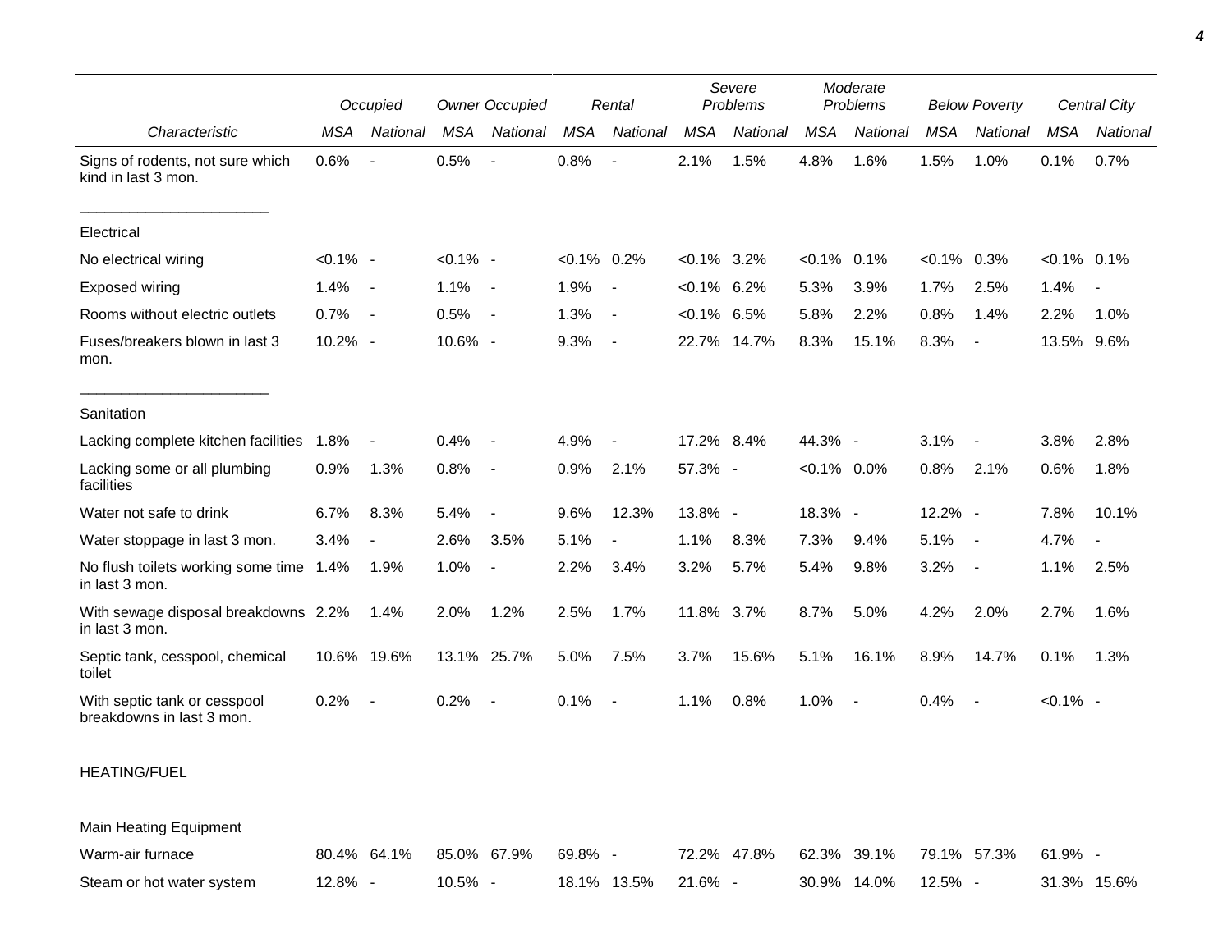| Characteristic | Occupied | | Owner Occupied | | Rental | | Severe Problems | | Moderate Problems | | Below Poverty | | Central City | |
|---|---|---|---|---|---|---|---|---|---|---|---|---|---|---|
| | MSA | National | MSA | National | MSA | National | MSA | National | MSA | National | MSA | National | MSA | National |
| Signs of rodents, not sure which kind in last 3 mon. | 0.6% | - | 0.5% | - | 0.8% | - | 2.1% | 1.5% | 4.8% | 1.6% | 1.5% | 1.0% | 0.1% | 0.7% |
| Electrical | | | | | | | | | | | | | | |
| No electrical wiring | <0.1% | - | <0.1% | - | <0.1% | 0.2% | <0.1% | 3.2% | <0.1% | 0.1% | <0.1% | 0.3% | <0.1% | 0.1% |
| Exposed wiring | 1.4% | - | 1.1% | - | 1.9% | - | <0.1% | 6.2% | 5.3% | 3.9% | 1.7% | 2.5% | 1.4% | - |
| Rooms without electric outlets | 0.7% | - | 0.5% | - | 1.3% | - | <0.1% | 6.5% | 5.8% | 2.2% | 0.8% | 1.4% | 2.2% | 1.0% |
| Fuses/breakers blown in last 3 mon. | 10.2% | - | 10.6% | - | 9.3% | - | 22.7% | 14.7% | 8.3% | 15.1% | 8.3% | - | 13.5% | 9.6% |
| Sanitation | | | | | | | | | | | | | | |
| Lacking complete kitchen facilities | 1.8% | - | 0.4% | - | 4.9% | - | 17.2% | 8.4% | 44.3% | - | 3.1% | - | 3.8% | 2.8% |
| Lacking some or all plumbing facilities | 0.9% | 1.3% | 0.8% | - | 0.9% | 2.1% | 57.3% | - | <0.1% | 0.0% | 0.8% | 2.1% | 0.6% | 1.8% |
| Water not safe to drink | 6.7% | 8.3% | 5.4% | - | 9.6% | 12.3% | 13.8% | - | 18.3% | - | 12.2% | - | 7.8% | 10.1% |
| Water stoppage in last 3 mon. | 3.4% | - | 2.6% | 3.5% | 5.1% | - | 1.1% | 8.3% | 7.3% | 9.4% | 5.1% | - | 4.7% | - |
| No flush toilets working some time in last 3 mon. | 1.4% | 1.9% | 1.0% | - | 2.2% | 3.4% | 3.2% | 5.7% | 5.4% | 9.8% | 3.2% | - | 1.1% | 2.5% |
| With sewage disposal breakdowns in last 3 mon. | 2.2% | 1.4% | 2.0% | 1.2% | 2.5% | 1.7% | 11.8% | 3.7% | 8.7% | 5.0% | 4.2% | 2.0% | 2.7% | 1.6% |
| Septic tank, cesspool, chemical toilet | 10.6% | 19.6% | 13.1% | 25.7% | 5.0% | 7.5% | 3.7% | 15.6% | 5.1% | 16.1% | 8.9% | 14.7% | 0.1% | 1.3% |
| With septic tank or cesspool breakdowns in last 3 mon. | 0.2% | - | 0.2% | - | 0.1% | - | 1.1% | 0.8% | 1.0% | - | 0.4% | - | <0.1% | - |
| HEATING/FUEL | | | | | | | | | | | | | | |
| Main Heating Equipment | | | | | | | | | | | | | | |
| Warm-air furnace | 80.4% | 64.1% | 85.0% | 67.9% | 69.8% | - | 72.2% | 47.8% | 62.3% | 39.1% | 79.1% | 57.3% | 61.9% | - |
| Steam or hot water system | 12.8% | - | 10.5% | - | 18.1% | 13.5% | 21.6% | - | 30.9% | 14.0% | 12.5% | - | 31.3% | 15.6% |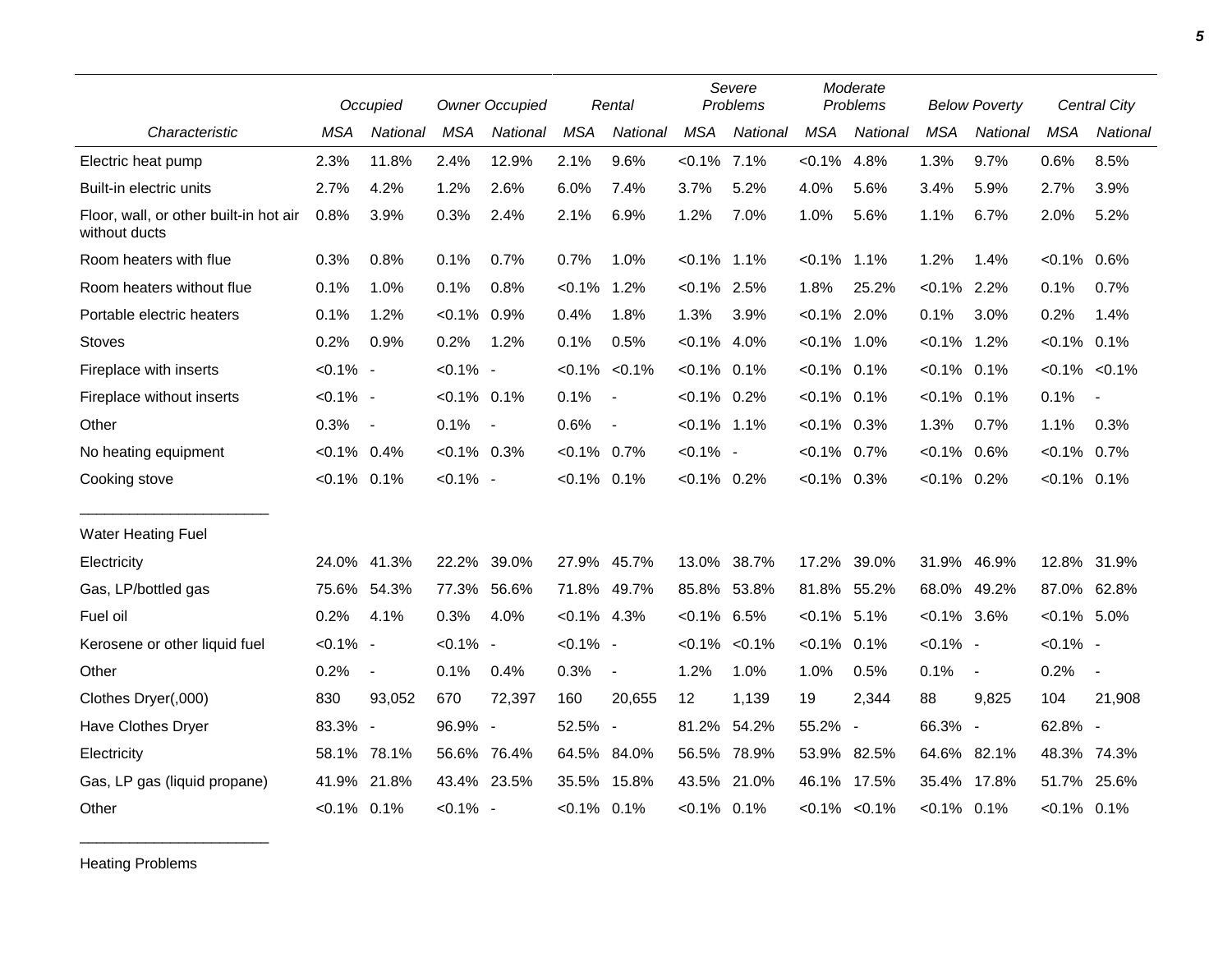| | Occupied | | Owner Occupied | | Rental | | Severe Problems | | Moderate Problems | | Below Poverty | | Central City | |
|---|---|---|---|---|---|---|---|---|---|---|---|---|---|---|
| *Characteristic* | *MSA* | *National* | *MSA* | *National* | *MSA* | *National* | *MSA* | *National* | *MSA* | *National* | *MSA* | *National* | *MSA* | *National* |
| Electric heat pump | 2.3% | 11.8% | 2.4% | 12.9% | 2.1% | 9.6% | <0.1% | 7.1% | <0.1% | 4.8% | 1.3% | 9.7% | 0.6% | 8.5% |
| Built-in electric units | 2.7% | 4.2% | 1.2% | 2.6% | 6.0% | 7.4% | 3.7% | 5.2% | 4.0% | 5.6% | 3.4% | 5.9% | 2.7% | 3.9% |
| Floor, wall, or other built-in hot air without ducts | 0.8% | 3.9% | 0.3% | 2.4% | 2.1% | 6.9% | 1.2% | 7.0% | 1.0% | 5.6% | 1.1% | 6.7% | 2.0% | 5.2% |
| Room heaters with flue | 0.3% | 0.8% | 0.1% | 0.7% | 0.7% | 1.0% | <0.1% | 1.1% | <0.1% | 1.1% | 1.2% | 1.4% | <0.1% | 0.6% |
| Room heaters without flue | 0.1% | 1.0% | 0.1% | 0.8% | <0.1% | 1.2% | <0.1% | 2.5% | 1.8% | 25.2% | <0.1% | 2.2% | 0.1% | 0.7% |
| Portable electric heaters | 0.1% | 1.2% | <0.1% | 0.9% | 0.4% | 1.8% | 1.3% | 3.9% | <0.1% | 2.0% | 0.1% | 3.0% | 0.2% | 1.4% |
| Stoves | 0.2% | 0.9% | 0.2% | 1.2% | 0.1% | 0.5% | <0.1% | 4.0% | <0.1% | 1.0% | <0.1% | 1.2% | <0.1% | 0.1% |
| Fireplace with inserts | <0.1% | - | <0.1% | - | <0.1% | <0.1% | <0.1% | 0.1% | <0.1% | 0.1% | <0.1% | 0.1% | <0.1% | <0.1% |
| Fireplace without inserts | <0.1% | - | <0.1% | 0.1% | 0.1% | - | <0.1% | 0.2% | <0.1% | 0.1% | <0.1% | 0.1% | 0.1% | - |
| Other | 0.3% | - | 0.1% | - | 0.6% | - | <0.1% | 1.1% | <0.1% | 0.3% | 1.3% | 0.7% | 1.1% | 0.3% |
| No heating equipment | <0.1% | 0.4% | <0.1% | 0.3% | <0.1% | 0.7% | <0.1% | - | <0.1% | 0.7% | <0.1% | 0.6% | <0.1% | 0.7% |
| Cooking stove | <0.1% | 0.1% | <0.1% | - | <0.1% | 0.1% | <0.1% | 0.2% | <0.1% | 0.3% | <0.1% | 0.2% | <0.1% | 0.1% |
| Water Heating Fuel | | | | | | | | | | | | | | |
| Electricity | 24.0% | 41.3% | 22.2% | 39.0% | 27.9% | 45.7% | 13.0% | 38.7% | 17.2% | 39.0% | 31.9% | 46.9% | 12.8% | 31.9% |
| Gas, LP/bottled gas | 75.6% | 54.3% | 77.3% | 56.6% | 71.8% | 49.7% | 85.8% | 53.8% | 81.8% | 55.2% | 68.0% | 49.2% | 87.0% | 62.8% |
| Fuel oil | 0.2% | 4.1% | 0.3% | 4.0% | <0.1% | 4.3% | <0.1% | 6.5% | <0.1% | 5.1% | <0.1% | 3.6% | <0.1% | 5.0% |
| Kerosene or other liquid fuel | <0.1% | - | <0.1% | - | <0.1% | - | <0.1% | <0.1% | <0.1% | 0.1% | <0.1% | - | <0.1% | - |
| Other | 0.2% | - | 0.1% | 0.4% | 0.3% | - | 1.2% | 1.0% | 1.0% | 0.5% | 0.1% | - | 0.2% | - |
| Clothes Dryer(,000) | 830 | 93,052 | 670 | 72,397 | 160 | 20,655 | 12 | 1,139 | 19 | 2,344 | 88 | 9,825 | 104 | 21,908 |
| Have Clothes Dryer | 83.3% | - | 96.9% | - | 52.5% | - | 81.2% | 54.2% | 55.2% | - | 66.3% | - | 62.8% | - |
| Electricity | 58.1% | 78.1% | 56.6% | 76.4% | 64.5% | 84.0% | 56.5% | 78.9% | 53.9% | 82.5% | 64.6% | 82.1% | 48.3% | 74.3% |
| Gas, LP gas (liquid propane) | 41.9% | 21.8% | 43.4% | 23.5% | 35.5% | 15.8% | 43.5% | 21.0% | 46.1% | 17.5% | 35.4% | 17.8% | 51.7% | 25.6% |
| Other | <0.1% | 0.1% | <0.1% | - | <0.1% | 0.1% | <0.1% | 0.1% | <0.1% | <0.1% | <0.1% | 0.1% | <0.1% | 0.1% |

Heating Problems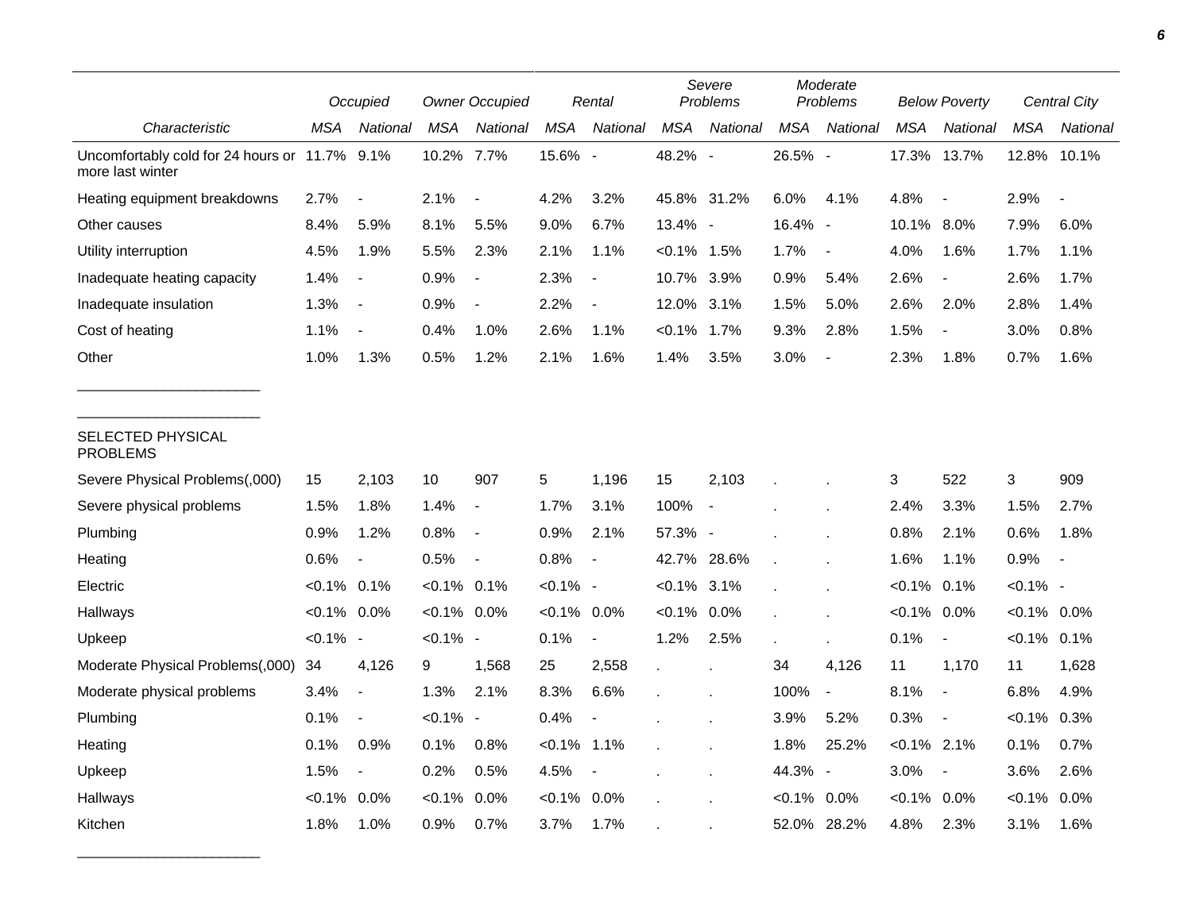| Characteristic | Occupied | | Owner Occupied | | Rental | | Severe Problems | | Moderate Problems | | Below Poverty | | Central City | |
|---|---|---|---|---|---|---|---|---|---|---|---|---|---|---|
| | MSA | National | MSA | National | MSA | National | MSA | National | MSA | National | MSA | National | MSA | National |
| Uncomfortably cold for 24 hours or more last winter | 11.7% | 9.1% | 10.2% | 7.7% | 15.6% | - | 48.2% | - | 26.5% | - | 17.3% | 13.7% | 12.8% | 10.1% |
| Heating equipment breakdowns | 2.7% | - | 2.1% | - | 4.2% | 3.2% | 45.8% | 31.2% | 6.0% | 4.1% | 4.8% | - | 2.9% | - |
| Other causes | 8.4% | 5.9% | 8.1% | 5.5% | 9.0% | 6.7% | 13.4% | - | 16.4% | - | 10.1% | 8.0% | 7.9% | 6.0% |
| Utility interruption | 4.5% | 1.9% | 5.5% | 2.3% | 2.1% | 1.1% | <0.1% | 1.5% | 1.7% | - | 4.0% | 1.6% | 1.7% | 1.1% |
| Inadequate heating capacity | 1.4% | - | 0.9% | - | 2.3% | - | 10.7% | 3.9% | 0.9% | 5.4% | 2.6% | - | 2.6% | 1.7% |
| Inadequate insulation | 1.3% | - | 0.9% | - | 2.2% | - | 12.0% | 3.1% | 1.5% | 5.0% | 2.6% | 2.0% | 2.8% | 1.4% |
| Cost of heating | 1.1% | - | 0.4% | 1.0% | 2.6% | 1.1% | <0.1% | 1.7% | 9.3% | 2.8% | 1.5% | - | 3.0% | 0.8% |
| Other | 1.0% | 1.3% | 0.5% | 1.2% | 2.1% | 1.6% | 1.4% | 3.5% | 3.0% | - | 2.3% | 1.8% | 0.7% | 1.6% |
| SELECTED PHYSICAL PROBLEMS | | | | | | | | | | | | | | |
| Severe Physical Problems(,000) | 15 | 2,103 | 10 | 907 | 5 | 1,196 | 15 | 2,103 | . | . | 3 | 522 | 3 | 909 |
| Severe physical problems | 1.5% | 1.8% | 1.4% | - | 1.7% | 3.1% | 100% | - | . | . | 2.4% | 3.3% | 1.5% | 2.7% |
| Plumbing | 0.9% | 1.2% | 0.8% | - | 0.9% | 2.1% | 57.3% | - | . | . | 0.8% | 2.1% | 0.6% | 1.8% |
| Heating | 0.6% | - | 0.5% | - | 0.8% | - | 42.7% | 28.6% | . | . | 1.6% | 1.1% | 0.9% | - |
| Electric | <0.1% | 0.1% | <0.1% | 0.1% | <0.1% | - | <0.1% | 3.1% | . | . | <0.1% | 0.1% | <0.1% | - |
| Hallways | <0.1% | 0.0% | <0.1% | 0.0% | <0.1% | 0.0% | <0.1% | 0.0% | . | . | <0.1% | 0.0% | <0.1% | 0.0% |
| Upkeep | <0.1% | - | <0.1% | - | 0.1% | - | 1.2% | 2.5% | . | . | 0.1% | - | <0.1% | 0.1% |
| Moderate Physical Problems(,000) | 34 | 4,126 | 9 | 1,568 | 25 | 2,558 | . | . | 34 | 4,126 | 11 | 1,170 | 11 | 1,628 |
| Moderate physical problems | 3.4% | - | 1.3% | 2.1% | 8.3% | 6.6% | . | . | 100% | - | 8.1% | - | 6.8% | 4.9% |
| Plumbing | 0.1% | - | <0.1% | - | 0.4% | - | . | . | 3.9% | 5.2% | 0.3% | - | <0.1% | 0.3% |
| Heating | 0.1% | 0.9% | 0.1% | 0.8% | <0.1% | 1.1% | . | . | 1.8% | 25.2% | <0.1% | 2.1% | 0.1% | 0.7% |
| Upkeep | 1.5% | - | 0.2% | 0.5% | 4.5% | - | . | . | 44.3% | - | 3.0% | - | 3.6% | 2.6% |
| Hallways | <0.1% | 0.0% | <0.1% | 0.0% | <0.1% | 0.0% | . | . | <0.1% | 0.0% | <0.1% | 0.0% | <0.1% | 0.0% |
| Kitchen | 1.8% | 1.0% | 0.9% | 0.7% | 3.7% | 1.7% | . | . | 52.0% | 28.2% | 4.8% | 2.3% | 3.1% | 1.6% |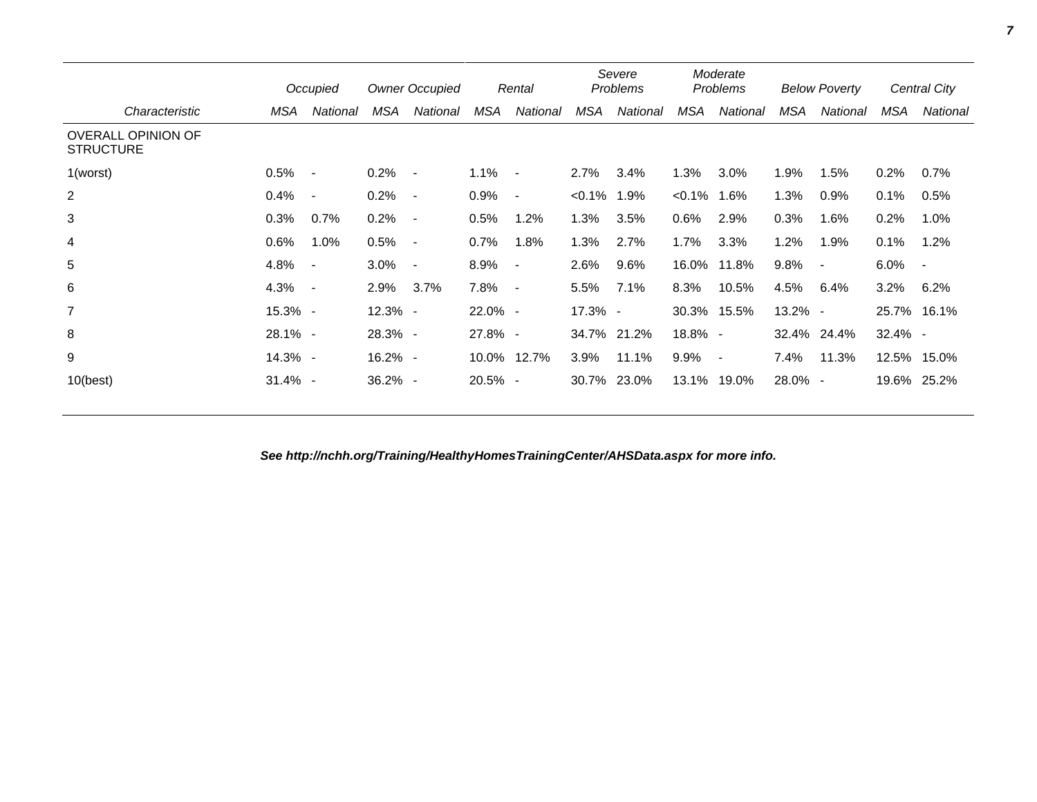| | Occupied | | Owner Occupied | | Rental | | Severe Problems | | Moderate Problems | | Below Poverty | | Central City | |
|---|---|---|---|---|---|---|---|---|---|---|---|---|---|---|
| Characteristic | MSA | National | MSA | National | MSA | National | MSA | National | MSA | National | MSA | National | MSA | National |
| OVERALL OPINION OF STRUCTURE | | | | | | | | | | | | | | |
| 1(worst) | 0.5% | - | 0.2% | - | 1.1% | - | 2.7% | 3.4% | 1.3% | 3.0% | 1.9% | 1.5% | 0.2% | 0.7% |
| 2 | 0.4% | - | 0.2% | - | 0.9% | - | <0.1% | 1.9% | <0.1% | 1.6% | 1.3% | 0.9% | 0.1% | 0.5% |
| 3 | 0.3% | 0.7% | 0.2% | - | 0.5% | 1.2% | 1.3% | 3.5% | 0.6% | 2.9% | 0.3% | 1.6% | 0.2% | 1.0% |
| 4 | 0.6% | 1.0% | 0.5% | - | 0.7% | 1.8% | 1.3% | 2.7% | 1.7% | 3.3% | 1.2% | 1.9% | 0.1% | 1.2% |
| 5 | 4.8% | - | 3.0% | - | 8.9% | - | 2.6% | 9.6% | 16.0% | 11.8% | 9.8% | - | 6.0% | - |
| 6 | 4.3% | - | 2.9% | 3.7% | 7.8% | - | 5.5% | 7.1% | 8.3% | 10.5% | 4.5% | 6.4% | 3.2% | 6.2% |
| 7 | 15.3% | - | 12.3% | - | 22.0% | - | 17.3% | - | 30.3% | 15.5% | 13.2% | - | 25.7% | 16.1% |
| 8 | 28.1% | - | 28.3% | - | 27.8% | - | 34.7% | 21.2% | 18.8% | - | 32.4% | 24.4% | 32.4% | - |
| 9 | 14.3% | - | 16.2% | - | 10.0% | 12.7% | 3.9% | 11.1% | 9.9% | - | 7.4% | 11.3% | 12.5% | 15.0% |
| 10(best) | 31.4% | - | 36.2% | - | 20.5% | - | 30.7% | 23.0% | 13.1% | 19.0% | 28.0% | - | 19.6% | 25.2% |

***See http://nchh.org/Training/HealthyHomesTrainingCenter/AHSData.aspx for more info.***